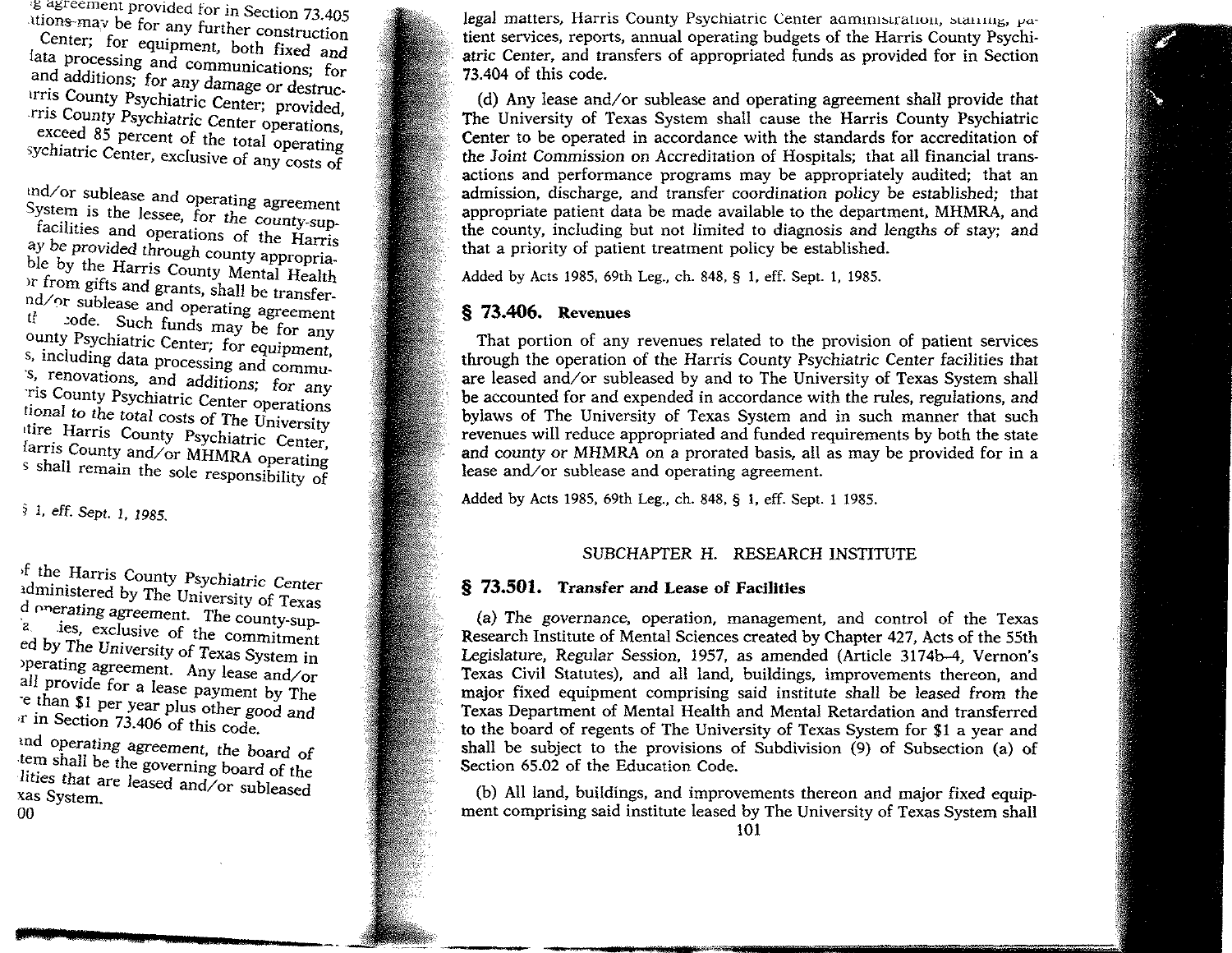g agreement provided for in Section 73.405 ations may be for any further construction Center; for equipment, both fixed and lata processing and communications; for and additions; for any damage or destruc- rris County Psychiatric Center; provided, rris County Psychiatric Center operations, exceed 85 percent of the total operating sychiatric Center, exclusive of any costs of

nd/or sublease and operating agreement System is the lessee, for the county-sup- facilities and operations of the Harris ay be provided through county appropria- ble by the Harris County Mental Health r from gifts and grants, shall be transfer- nd/or sublease and operating agreement t code. Such funds may be for any ounty Psychiatric Center; for equipment, s, including data processing and commu- s, renovations, and additions; for any ris County Psychiatric Center operations tional to the total costs of The University tire Harris County Psychiatric Center, arris County and/or MHMRA operating s shall remain the sole responsibility of

§ 1, eff. Sept. 1, 1985.

f the Harris County Psychiatric Center administered by The University of Texas d operating agreement. The county-sup- a ies, exclusive of the commitment ed by The University of Texas System in perating agreement. Any lease and/or all provide for a lease payment by The e than $1 per year plus other good and r in Section 73.406 of this code.

nd operating agreement, the board of tem shall be the governing board of the lities that are leased and/or subleased xas System.

legal matters, Harris County Psychiatric Center administration, staffing, patient services, reports, annual operating budgets of the Harris County Psychiatric Center, and transfers of appropriated funds as provided for in Section 73.404 of this code.

(d) Any lease and/or sublease and operating agreement shall provide that The University of Texas System shall cause the Harris County Psychiatric Center to be operated in accordance with the standards for accreditation of the Joint Commission on Accreditation of Hospitals; that all financial transactions and performance programs may be appropriately audited; that an admission, discharge, and transfer coordination policy be established; that appropriate patient data be made available to the department, MHMRA, and the county, including but not limited to diagnosis and lengths of stay; and that a priority of patient treatment policy be established.

Added by Acts 1985, 69th Leg., ch. 848, § 1, eff. Sept. 1, 1985.

## § 73.406. Revenues

That portion of any revenues related to the provision of patient services through the operation of the Harris County Psychiatric Center facilities that are leased and/or subleased by and to The University of Texas System shall be accounted for and expended in accordance with the rules, regulations, and bylaws of The University of Texas System and in such manner that such revenues will reduce appropriated and funded requirements by both the state and county or MHMRA on a prorated basis, all as may be provided for in a lease and/or sublease and operating agreement.

Added by Acts 1985, 69th Leg., ch. 848, § 1, eff. Sept. 1 1985.

# SUBCHAPTER H. RESEARCH INSTITUTE

## § 73.501. Transfer and Lease of Facilities

(a) The governance, operation, management, and control of the Texas Research Institute of Mental Sciences created by Chapter 427, Acts of the 55th Legislature, Regular Session, 1957, as amended (Article 3174b–4, Vernon's Texas Civil Statutes), and all land, buildings, improvements thereon, and major fixed equipment comprising said institute shall be leased from the Texas Department of Mental Health and Mental Retardation and transferred to the board of regents of The University of Texas System for $1 a year and shall be subject to the provisions of Subdivision (9) of Subsection (a) of Section 65.02 of the Education Code.

(b) All land, buildings, and improvements thereon and major fixed equipment comprising said institute leased by The University of Texas System shall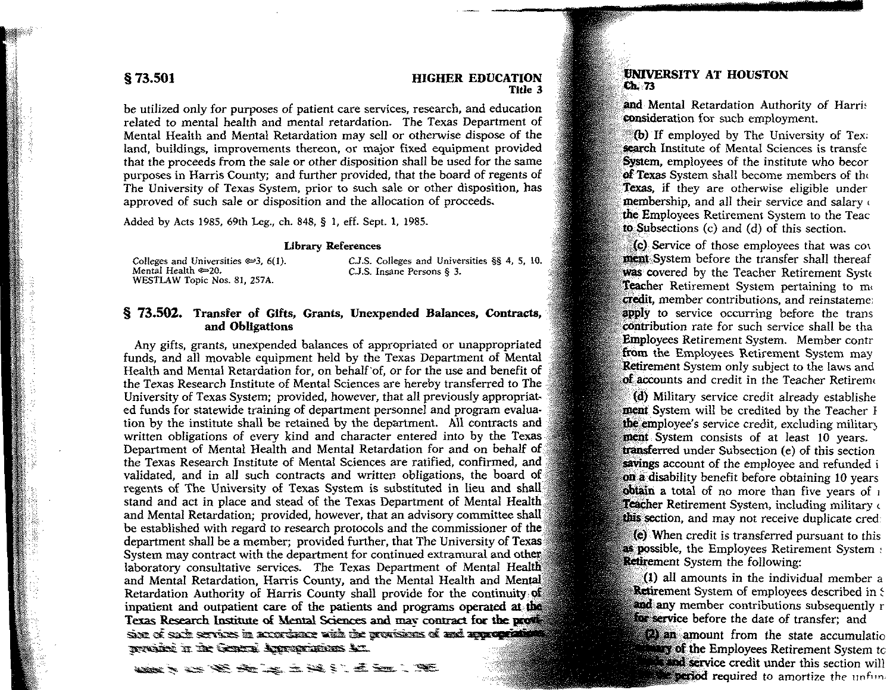be utilized only for purposes of patient care services, research, and education related to mental health and mental retardation. The Texas Department of Mental Health and Mental Retardation may sell or otherwise dispose of the land, buildings, improvements thereon, or major fixed equipment provided that the proceeds from the sale or other disposition shall be used for the same purposes in Harris County; and further provided, that the board of regents of The University of Texas System, prior to such sale or other disposition, has approved of such sale or disposition and the allocation of proceeds.

Added by Acts 1985, 69th Leg., ch. 848, § 1, eff. Sept. 1, 1985.

**Library References**

Colleges and Universities ⇐3, 6(1).
Mental Health ⇐20.
WESTLAW Topic Nos. 81, 257A.

C.J.S. Colleges and Universities §§ 4, 5, 10.
C.J.S. Insane Persons § 3.

## § 73.502. Transfer of Gifts, Grants, Unexpended Balances, Contracts, and Obligations

Any gifts, grants, unexpended balances of appropriated or unappropriated funds, and all movable equipment held by the Texas Department of Mental Health and Mental Retardation for, on behalf of, or for the use and benefit of the Texas Research Institute of Mental Sciences are hereby transferred to The University of Texas System; provided, however, that all previously appropriated funds for statewide training of department personnel and program evaluation by the institute shall be retained by the department. All contracts and written obligations of every kind and character entered into by the Texas Department of Mental Health and Mental Retardation for and on behalf of the Texas Research Institute of Mental Sciences are ratified, confirmed, and validated, and in all such contracts and written obligations, the board of regents of The University of Texas System is substituted in lieu and shall stand and act in place and stead of the Texas Department of Mental Health and Mental Retardation; provided, however, that an advisory committee shall be established with regard to research protocols and the commissioner of the department shall be a member; provided further, that The University of Texas System may contract with the department for continued extramural and other laboratory consultative services. The Texas Department of Mental Health and Mental Retardation, Harris County, and the Mental Health and Mental Retardation Authority of Harris County shall provide for the continuity of inpatient and outpatient care of the patients and programs operated at the Texas Research Institute of Mental Sciences and may contract for the provision of such services in accordance with the provisions of and appropriations provided in the General Appropriations Act.

Added by Acts 1985, 69th Leg., ch. 848, § 1, eff. Sept. 1, 1985.

and Mental Retardation Authority of Harris consideration for such employment.

(b) If employed by The University of Tex search Institute of Mental Sciences is transfe System, employees of the institute who becor of Texas System shall become members of the Texas, if they are otherwise eligible under membership, and all their service and salary the Employees Retirement System to the Teac to Subsections (c) and (d) of this section.

(c) Service of those employees that was cov ment System before the transfer shall thereaf was covered by the Teacher Retirement Syst Teacher Retirement System pertaining to m credit, member contributions, and reinstateme apply to service occurring before the trans contribution rate for such service shall be tha Employees Retirement System. Member contr from the Employees Retirement System may Retirement System only subject to the laws and of accounts and credit in the Teacher Retirem

(d) Military service credit already establishe ment System will be credited by the Teacher I the employee's service credit, excluding military ment System consists of at least 10 years. transferred under Subsection (e) of this section savings account of the employee and refunded i on a disability benefit before obtaining 10 years obtain a total of no more than five years of Teacher Retirement System, including military this section, and may not receive duplicate cred

(e) When credit is transferred pursuant to this as possible, the Employees Retirement System Retirement System the following:

(1) all amounts in the individual member a Retirement System of employees described in and any member contributions subsequently r for service before the date of transfer; and

(2) an amount from the state accumulatio of the Employees Retirement System to and service credit under this section will period required to amortize the unfun